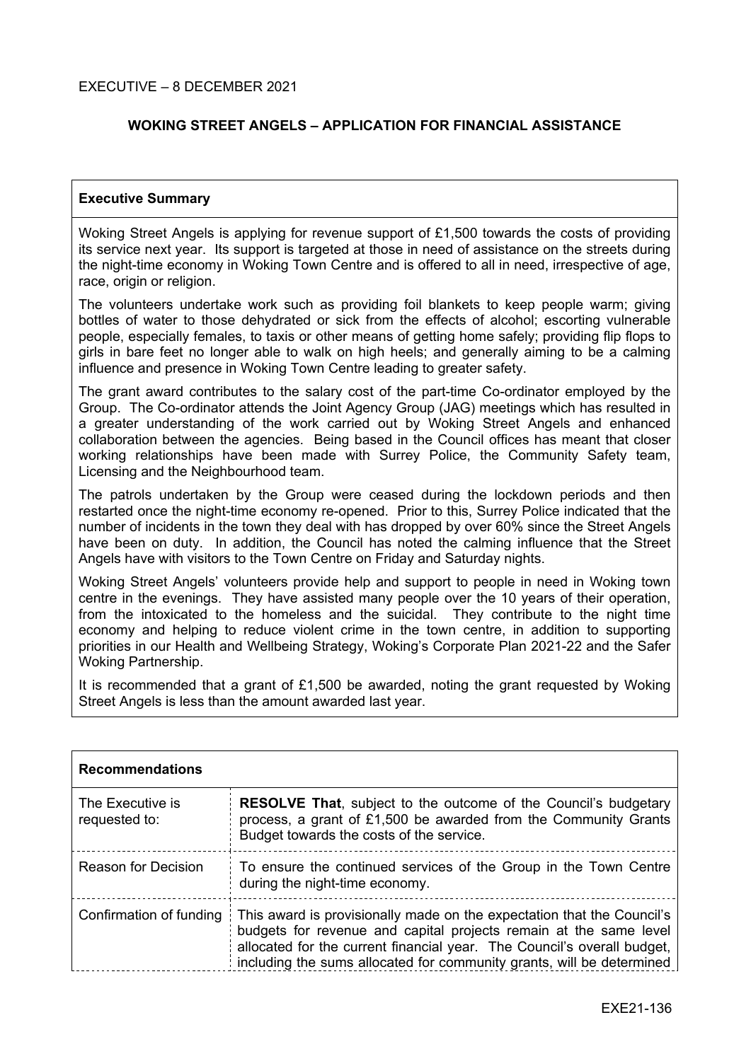EXECUTIVE – 8 DECEMBER 2021

## WOKING STREET ANGELS – APPLICATION FOR FINANCIAL ASSISTANCE

### Executive Summary

Woking Street Angels is applying for revenue support of £1,500 towards the costs of providing its service next year. Its support is targeted at those in need of assistance on the streets during the night-time economy in Woking Town Centre and is offered to all in need, irrespective of age, race, origin or religion.

The volunteers undertake work such as providing foil blankets to keep people warm; giving bottles of water to those dehydrated or sick from the effects of alcohol; escorting vulnerable people, especially females, to taxis or other means of getting home safely; providing flip flops to girls in bare feet no longer able to walk on high heels; and generally aiming to be a calming influence and presence in Woking Town Centre leading to greater safety.

The grant award contributes to the salary cost of the part-time Co-ordinator employed by the Group. The Co-ordinator attends the Joint Agency Group (JAG) meetings which has resulted in a greater understanding of the work carried out by Woking Street Angels and enhanced collaboration between the agencies. Being based in the Council offices has meant that closer working relationships have been made with Surrey Police, the Community Safety team, Licensing and the Neighbourhood team.

The patrols undertaken by the Group were ceased during the lockdown periods and then restarted once the night-time economy re-opened. Prior to this, Surrey Police indicated that the number of incidents in the town they deal with has dropped by over 60% since the Street Angels have been on duty. In addition, the Council has noted the calming influence that the Street Angels have with visitors to the Town Centre on Friday and Saturday nights.

Woking Street Angels' volunteers provide help and support to people in need in Woking town centre in the evenings. They have assisted many people over the 10 years of their operation, from the intoxicated to the homeless and the suicidal. They contribute to the night time economy and helping to reduce violent crime in the town centre, in addition to supporting priorities in our Health and Wellbeing Strategy, Woking's Corporate Plan 2021-22 and the Safer Woking Partnership.

It is recommended that a grant of £1,500 be awarded, noting the grant requested by Woking Street Angels is less than the amount awarded last year.

### Recommendations

| | |
|---|---|
| The Executive is requested to: | **RESOLVE That**, subject to the outcome of the Council's budgetary process, a grant of £1,500 be awarded from the Community Grants Budget towards the costs of the service. |
| Reason for Decision | To ensure the continued services of the Group in the Town Centre during the night-time economy. |
| Confirmation of funding | This award is provisionally made on the expectation that the Council's budgets for revenue and capital projects remain at the same level allocated for the current financial year. The Council's overall budget, including the sums allocated for community grants, will be determined |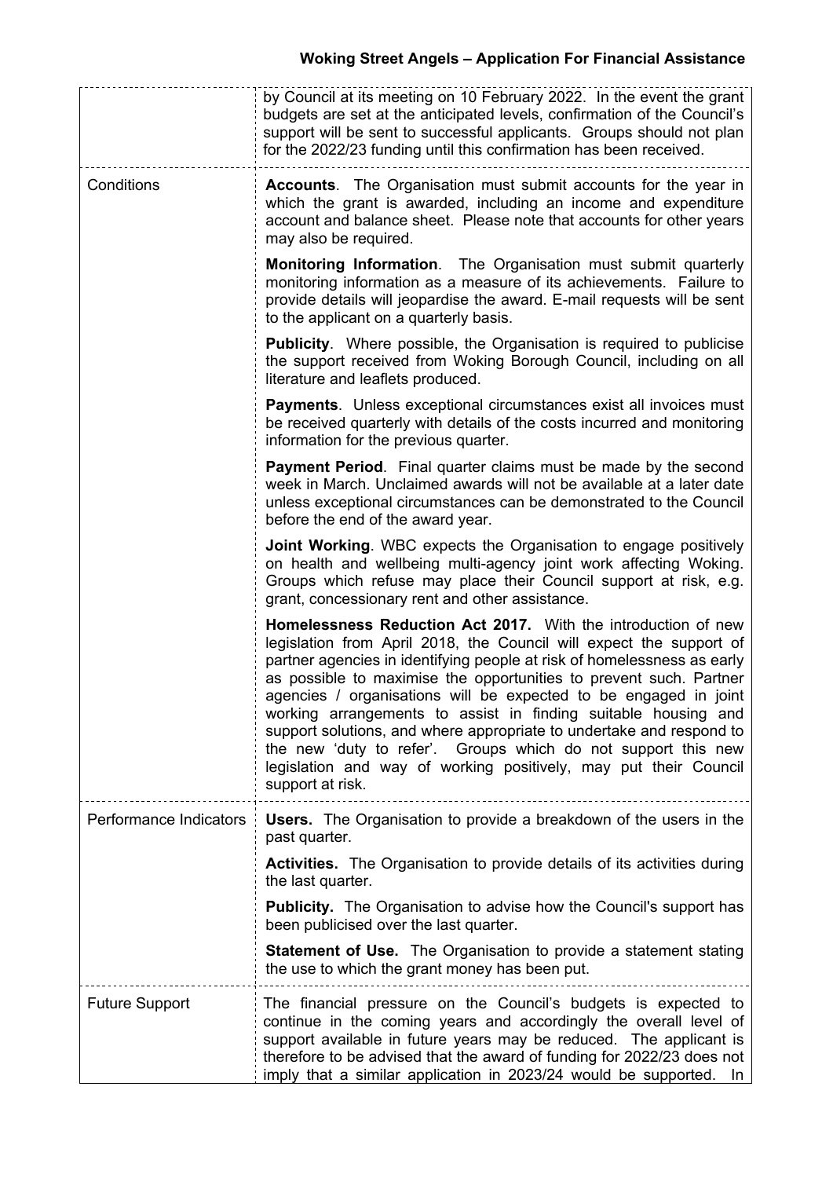| | |
|---|---|
| | by Council at its meeting on 10 February 2022. In the event the grant budgets are set at the anticipated levels, confirmation of the Council's support will be sent to successful applicants. Groups should not plan for the 2022/23 funding until this confirmation has been received. |
| Conditions | **Accounts**. The Organisation must submit accounts for the year in which the grant is awarded, including an income and expenditure account and balance sheet. Please note that accounts for other years may also be required.<br><br>**Monitoring Information**. The Organisation must submit quarterly monitoring information as a measure of its achievements. Failure to provide details will jeopardise the award. E-mail requests will be sent to the applicant on a quarterly basis.<br><br>**Publicity**. Where possible, the Organisation is required to publicise the support received from Woking Borough Council, including on all literature and leaflets produced.<br><br>**Payments**. Unless exceptional circumstances exist all invoices must be received quarterly with details of the costs incurred and monitoring information for the previous quarter.<br><br>**Payment Period**. Final quarter claims must be made by the second week in March. Unclaimed awards will not be available at a later date unless exceptional circumstances can be demonstrated to the Council before the end of the award year.<br><br>**Joint Working**. WBC expects the Organisation to engage positively on health and wellbeing multi-agency joint work affecting Woking. Groups which refuse may place their Council support at risk, e.g. grant, concessionary rent and other assistance.<br><br>**Homelessness Reduction Act 2017.** With the introduction of new legislation from April 2018, the Council will expect the support of partner agencies in identifying people at risk of homelessness as early as possible to maximise the opportunities to prevent such. Partner agencies / organisations will be expected to be engaged in joint working arrangements to assist in finding suitable housing and support solutions, and where appropriate to undertake and respond to the new 'duty to refer'. Groups which do not support this new legislation and way of working positively, may put their Council support at risk. |
| Performance Indicators | **Users.** The Organisation to provide a breakdown of the users in the past quarter.<br><br>**Activities.** The Organisation to provide details of its activities during the last quarter.<br><br>**Publicity.** The Organisation to advise how the Council's support has been publicised over the last quarter.<br><br>**Statement of Use.** The Organisation to provide a statement stating the use to which the grant money has been put. |
| Future Support | The financial pressure on the Council's budgets is expected to continue in the coming years and accordingly the overall level of support available in future years may be reduced. The applicant is therefore to be advised that the award of funding for 2022/23 does not imply that a similar application in 2023/24 would be supported. In |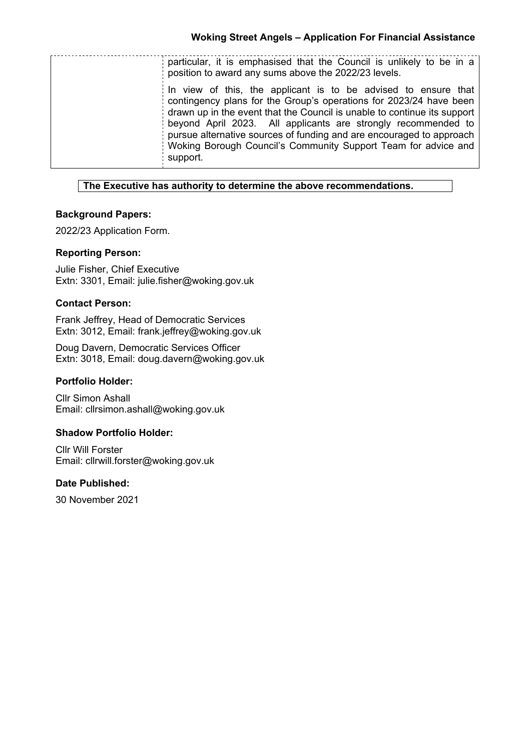| | |
|---|---|
| | particular, it is emphasised that the Council is unlikely to be in a position to award any sums above the 2022/23 levels.<br><br>In view of this, the applicant is to be advised to ensure that contingency plans for the Group's operations for 2023/24 have been drawn up in the event that the Council is unable to continue its support beyond April 2023. All applicants are strongly recommended to pursue alternative sources of funding and are encouraged to approach Woking Borough Council's Community Support Team for advice and support. |

**The Executive has authority to determine the above recommendations.**

### Background Papers:

2022/23 Application Form.

### Reporting Person:

Julie Fisher, Chief Executive
Extn: 3301, Email: julie.fisher@woking.gov.uk

### Contact Person:

Frank Jeffrey, Head of Democratic Services
Extn: 3012, Email: frank.jeffrey@woking.gov.uk

Doug Davern, Democratic Services Officer
Extn: 3018, Email: doug.davern@woking.gov.uk

### Portfolio Holder:

Cllr Simon Ashall
Email: cllrsimon.ashall@woking.gov.uk

### Shadow Portfolio Holder:

Cllr Will Forster
Email: cllrwill.forster@woking.gov.uk

### Date Published:

30 November 2021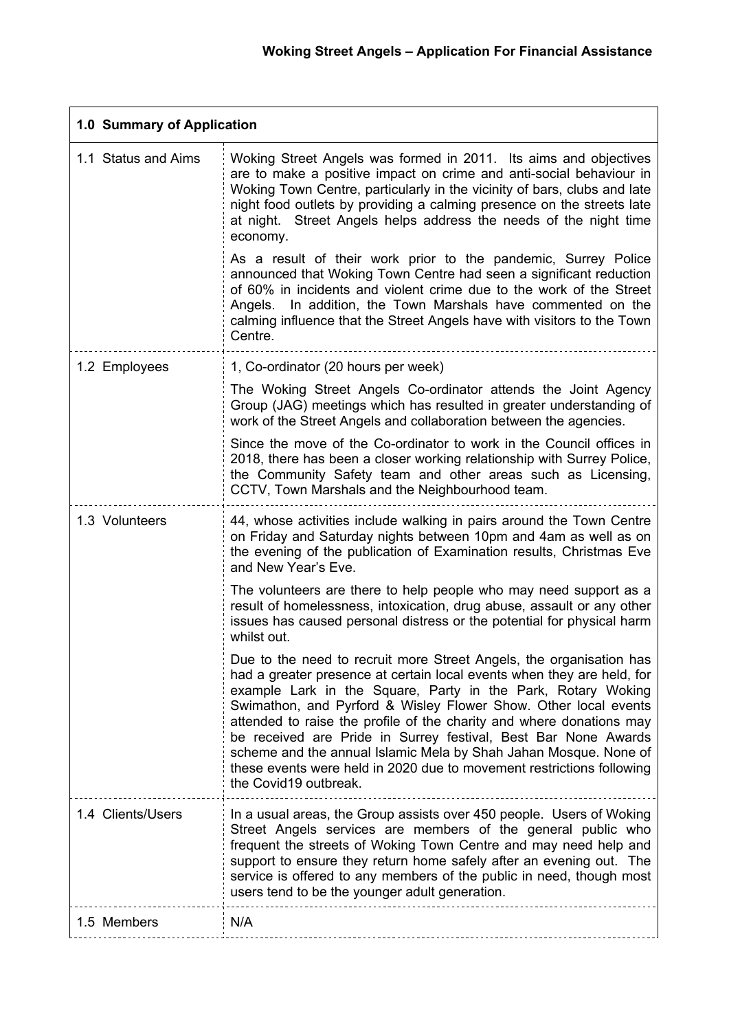**Woking Street Angels – Application For Financial Assistance**

| **1.0 Summary of Application** | |
|---|---|
| 1.1 Status and Aims | Woking Street Angels was formed in 2011. Its aims and objectives are to make a positive impact on crime and anti-social behaviour in Woking Town Centre, particularly in the vicinity of bars, clubs and late night food outlets by providing a calming presence on the streets late at night. Street Angels helps address the needs of the night time economy.<br><br>As a result of their work prior to the pandemic, Surrey Police announced that Woking Town Centre had seen a significant reduction of 60% in incidents and violent crime due to the work of the Street Angels. In addition, the Town Marshals have commented on the calming influence that the Street Angels have with visitors to the Town Centre. |
| 1.2 Employees | 1, Co-ordinator (20 hours per week)<br><br>The Woking Street Angels Co-ordinator attends the Joint Agency Group (JAG) meetings which has resulted in greater understanding of work of the Street Angels and collaboration between the agencies.<br><br>Since the move of the Co-ordinator to work in the Council offices in 2018, there has been a closer working relationship with Surrey Police, the Community Safety team and other areas such as Licensing, CCTV, Town Marshals and the Neighbourhood team. |
| 1.3 Volunteers | 44, whose activities include walking in pairs around the Town Centre on Friday and Saturday nights between 10pm and 4am as well as on the evening of the publication of Examination results, Christmas Eve and New Year's Eve.<br><br>The volunteers are there to help people who may need support as a result of homelessness, intoxication, drug abuse, assault or any other issues has caused personal distress or the potential for physical harm whilst out.<br><br>Due to the need to recruit more Street Angels, the organisation has had a greater presence at certain local events when they are held, for example Lark in the Square, Party in the Park, Rotary Woking Swimathon, and Pyrford & Wisley Flower Show. Other local events attended to raise the profile of the charity and where donations may be received are Pride in Surrey festival, Best Bar None Awards scheme and the annual Islamic Mela by Shah Jahan Mosque. None of these events were held in 2020 due to movement restrictions following the Covid19 outbreak. |
| 1.4 Clients/Users | In a usual areas, the Group assists over 450 people. Users of Woking Street Angels services are members of the general public who frequent the streets of Woking Town Centre and may need help and support to ensure they return home safely after an evening out. The service is offered to any members of the public in need, though most users tend to be the younger adult generation. |
| 1.5 Members | N/A |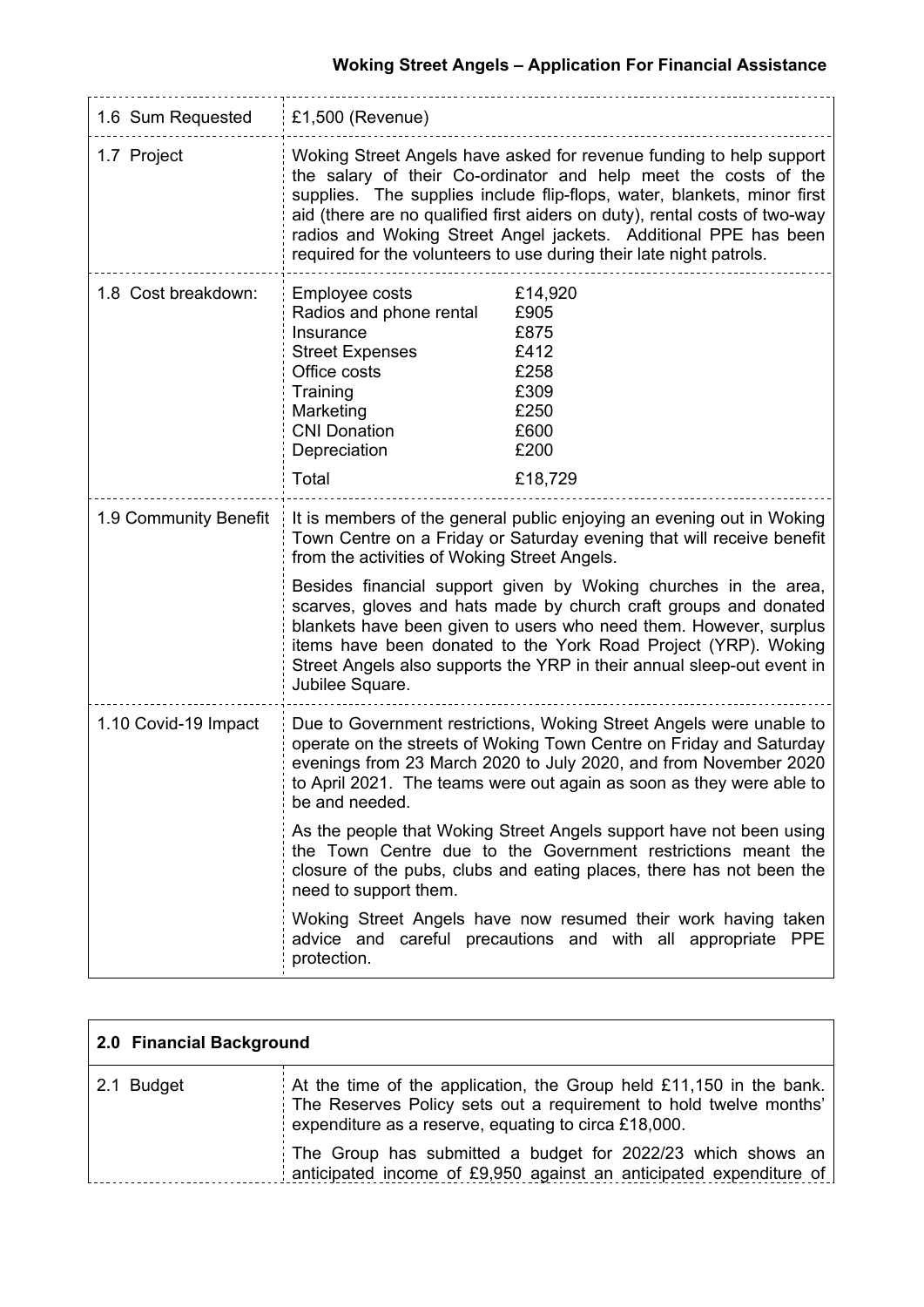| | |
|---|---|
| 1.6 Sum Requested | £1,500 (Revenue) |
| 1.7 Project | Woking Street Angels have asked for revenue funding to help support the salary of their Co-ordinator and help meet the costs of the supplies. The supplies include flip-flops, water, blankets, minor first aid (there are no qualified first aiders on duty), rental costs of two-way radios and Woking Street Angel jackets. Additional PPE has been required for the volunteers to use during their late night patrols. |
| 1.8 Cost breakdown: | Employee costs £14,920<br>Radios and phone rental £905<br>Insurance £875<br>Street Expenses £412<br>Office costs £258<br>Training £309<br>Marketing £250<br>CNI Donation £600<br>Depreciation £200<br>Total £18,729 |
| 1.9 Community Benefit | It is members of the general public enjoying an evening out in Woking Town Centre on a Friday or Saturday evening that will receive benefit from the activities of Woking Street Angels.<br><br>Besides financial support given by Woking churches in the area, scarves, gloves and hats made by church craft groups and donated blankets have been given to users who need them. However, surplus items have been donated to the York Road Project (YRP). Woking Street Angels also supports the YRP in their annual sleep-out event in Jubilee Square. |
| 1.10 Covid-19 Impact | Due to Government restrictions, Woking Street Angels were unable to operate on the streets of Woking Town Centre on Friday and Saturday evenings from 23 March 2020 to July 2020, and from November 2020 to April 2021. The teams were out again as soon as they were able to be and needed.<br><br>As the people that Woking Street Angels support have not been using the Town Centre due to the Government restrictions meant the closure of the pubs, clubs and eating places, there has not been the need to support them.<br><br>Woking Street Angels have now resumed their work having taken advice and careful precautions and with all appropriate PPE protection. |

| 2.0 Financial Background | |
|---|---|
| 2.1 Budget | At the time of the application, the Group held £11,150 in the bank. The Reserves Policy sets out a requirement to hold twelve months' expenditure as a reserve, equating to circa £18,000.<br><br>The Group has submitted a budget for 2022/23 which shows an anticipated income of £9,950 against an anticipated expenditure of |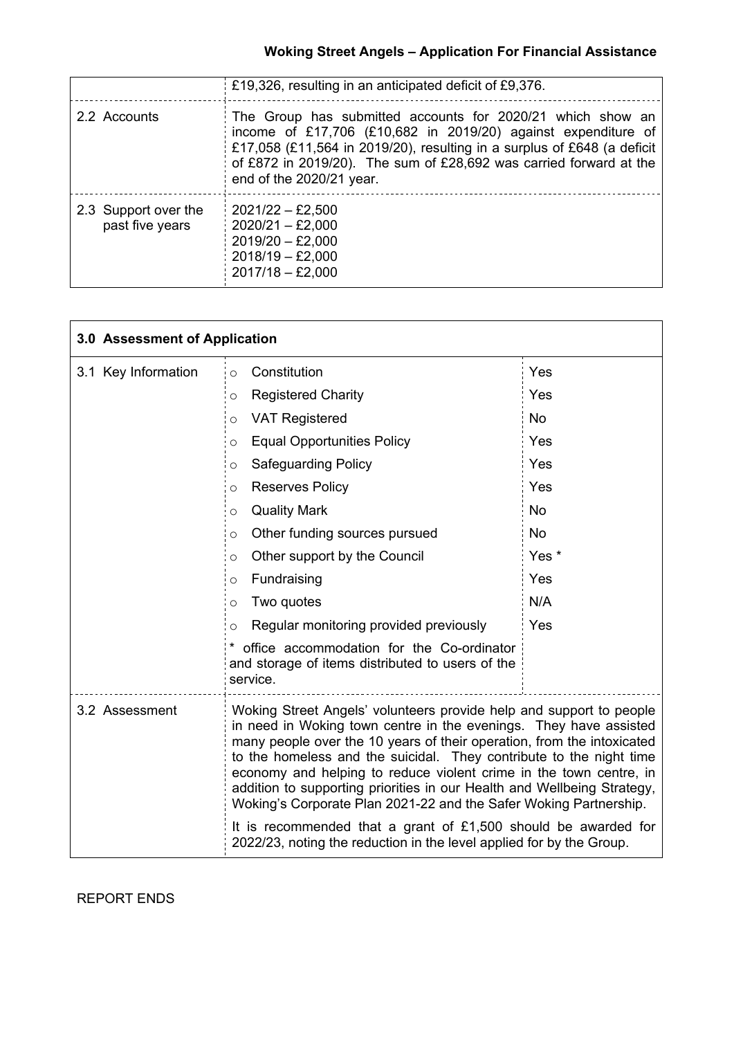| | |
|---|---|
| | £19,326, resulting in an anticipated deficit of £9,376. |
| 2.2 Accounts | The Group has submitted accounts for 2020/21 which show an income of £17,706 (£10,682 in 2019/20) against expenditure of £17,058 (£11,564 in 2019/20), resulting in a surplus of £648 (a deficit of £872 in 2019/20). The sum of £28,692 was carried forward at the end of the 2020/21 year. |
| 2.3 Support over the past five years | 2021/22 – £2,500<br>2020/21 – £2,000<br>2019/20 – £2,000<br>2018/19 – £2,000<br>2017/18 – £2,000 |

| 3.0 Assessment of Application | | |
|---|---|---|
| 3.1 Key Information | ○ Constitution | Yes |
| | ○ Registered Charity | Yes |
| | ○ VAT Registered | No |
| | ○ Equal Opportunities Policy | Yes |
| | ○ Safeguarding Policy | Yes |
| | ○ Reserves Policy | Yes |
| | ○ Quality Mark | No |
| | ○ Other funding sources pursued | No |
| | ○ Other support by the Council | Yes * |
| | ○ Fundraising | Yes |
| | ○ Two quotes | N/A |
| | ○ Regular monitoring provided previously | Yes |
| | * office accommodation for the Co-ordinator and storage of items distributed to users of the service. | |
| 3.2 Assessment | Woking Street Angels' volunteers provide help and support to people in need in Woking town centre in the evenings. They have assisted many people over the 10 years of their operation, from the intoxicated to the homeless and the suicidal. They contribute to the night time economy and helping to reduce violent crime in the town centre, in addition to supporting priorities in our Health and Wellbeing Strategy, Woking's Corporate Plan 2021-22 and the Safer Woking Partnership.<br><br>It is recommended that a grant of £1,500 should be awarded for 2022/23, noting the reduction in the level applied for by the Group. | |

REPORT ENDS